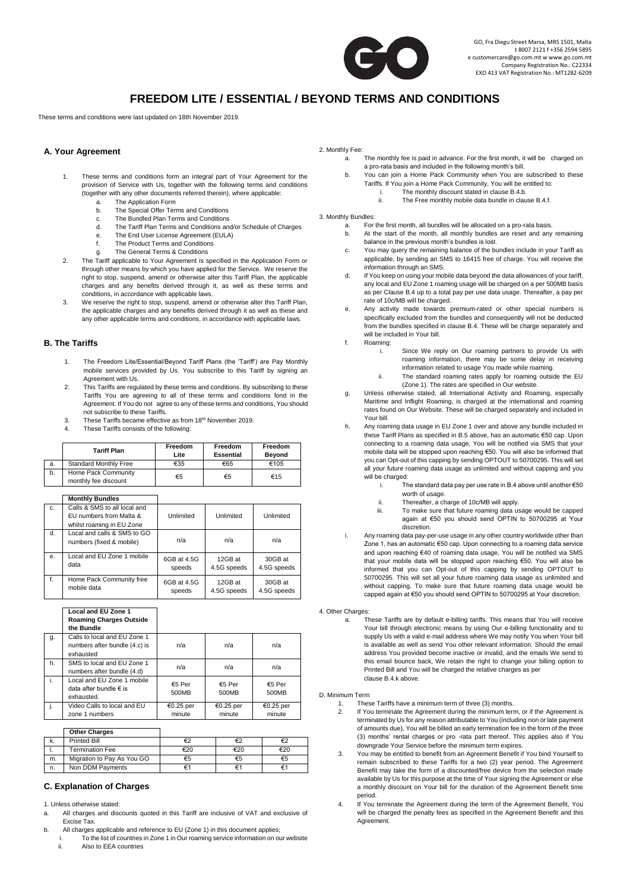GO, Fra Diegu Street Marsa, MRS 1501, Malta
t 8007 2121 f +356 2594 5895
e customercare@go.com.mt w www.go.com.mt
Company Registration No.: C22334
EXO 413 VAT Registration No.: MT1282-6209

# FREEDOM LITE / ESSENTIAL / BEYOND TERMS AND CONDITIONS

These terms and conditions were last updated on 18th November 2019.

## A. Your Agreement

1. These terms and conditions form an integral part of Your Agreement for the provision of Service with Us, together with the following terms and conditions (together with any other documents referred therein), where applicable:
   a. The Application Form
   b. The Special Offer Terms and Conditions
   c. The Bundled Plan Terms and Conditions
   d. The Tariff Plan Terms and Conditions and/or Schedule of Charges
   e. The End User License Agreement (EULA)
   f. The Product Terms and Conditions
   g. The General Terms & Conditions
2. The Tariff applicable to Your Agreement is specified in the Application Form or through other means by which you have applied for the Service. We reserve the right to stop, suspend, amend or otherwise alter this Tariff Plan, the applicable charges and any benefits derived through it, as well as these terms and conditions, in accordance with applicable laws.
3. We reserve the right to stop, suspend, amend or otherwise alter this Tariff Plan, the applicable charges and any benefits derived through it as well as these and any other applicable terms and conditions, in accordance with applicable laws.

## B. The Tariffs

1. The Freedom Lite/Essential/Beyond Tariff Plans (the 'Tariff') are Pay Monthly mobile services provided by Us. You subscribe to this Tariff by signing an Agreement with Us.
2. This Tariffs are regulated by these terms and conditions. By subscribing to these Tariffs You are agreeing to all of these terms and conditions fond in the Agreement. If You do not agree to any of these terms and conditions, You should not subscribe to these Tariffs.
3. These Tariffs became effective as from 18th November 2019.
4. These Tariffs consists of the following:

| | Tariff Plan | Freedom Lite | Freedom Essential | Freedom Beyond |
|---|---|---|---|---|
| a. | Standard Monthly Free | €35 | €65 | €105 |
| b. | Home Pack Community monthly fee discount | €5 | €5 | €15 |
| | **Monthly Bundles** | | | |
| c. | Calls & SMS to all local and EU numbers from Malta & whilst roaming in EU Zone | Unlimited | Unlimited | Unlimited |
| d. | Local and calls & SMS to GO numbers (fixed & mobile) | n/a | n/a | n/a |
| e. | Local and EU Zone 1 mobile data | 6GB at 4.5G speeds | 12GB at 4.5G speeds | 30GB at 4.5G speeds |
| f. | Home Pack Community free mobile data | 6GB at 4.5G speeds | 12GB at 4.5G speeds | 30GB at 4.5G speeds |
| | **Local and EU Zone 1 Roaming Charges Outside the Bundle** | | | |
| g. | Calls to local and EU Zone 1 numbers after bundle (4.c) is exhausted | n/a | n/a | n/a |
| h. | SMS to local and EU Zone 1 numbers after bundle (4.d) | n/a | n/a | n/a |
| i. | Local and EU Zone 1 mobile data after bundle € is exhausted. | €5 Per 500MB | €5 Per 500MB | €5 Per 500MB |
| j. | Video Calls to local and EU zone 1 numbers | €0.25 per minute | €0.25 per minute | €0.25 per minute |
| | **Other Charges** | | | |
| k. | Printed Bill | €2 | €2 | €2 |
| l. | Termination Fee | €20 | €20 | €20 |
| m. | Migration to Pay As You GO | €5 | €5 | €5 |
| n. | Non DDM Payments | €1 | €1 | €1 |

## C. Explanation of Charges

1. Unless otherwise stated:
   a. All charges and discounts quoted in this Tariff are inclusive of VAT and exclusive of Excise Tax.
   b. All charges applicable and reference to EU (Zone 1) in this document applies;
      i. To the list of countries in Zone 1 in Our roaming service information on our website
      ii. Also to EEA countries

2. Monthly Fee:
   a. The monthly fee is paid in advance. For the first month, it will be charged on a pro-rata basis and included in the following month's bill.
   b. You can join a Home Pack Community when You are subscribed to these Tariffs. If You join a Home Pack Community, You will be entitled to:
      i. The monthly discount stated in clause B.4.b.
      ii. The Free monthly mobile data bundle in clause B.4.f.

3. Monthly Bundles:
   a. For the first month, all bundles will be allocated on a pro-rata basis.
   b. At the start of the month, all monthly bundles are reset and any remaining balance in the previous month's bundles is lost.
   c. You may query the remaining balance of the bundles include in your Tariff as applicable, by sending an SMS to 16415 free of charge. You will receive the information through an SMS.
   d. If You keep on using your mobile data beyond the data allowances of your tariff, any local and EU Zone 1 roaming usage will be charged on a per 500MB basis as per Clause B.4 up to a total pay per use data usage. Thereafter, a pay per rate of 10c/MB will be charged.
   e. Any activity made towards premium-rated or other special numbers is specifically excluded from the bundles and consequently will not be deducted from the bundles specified in clause B.4. These will be charge separately and will be included in Your bill.
   f. Roaming:
      i. Since We reply on Our roaming partners to provide Us with roaming information, there may be some delay in receiving information related to usage You made while roaming.
      ii. The standard roaming rates apply for roaming outside the EU (Zone 1). The rates are specified in Our website.
   g. Unless otherwise stated, all International Activity and Roaming, especially Maritime and Inflight Roaming, is charged at the international and roaming rates found on Our Website. These will be charged separately and included in Your bill.
   h. Any roaming data usage in EU Zone 1 over and above any bundle included in these Tariff Plans as specified in B.5 above, has an automatic €50 cap. Upon connecting to a roaming data usage, You will be notified via SMS that your mobile data will be stopped upon reaching €50. You will also be informed that you can Opt-out of this capping by sending OPTOUT to 50700295. This will set all your future roaming data usage as unlimited and without capping and you will be charged:
      i. The standard data pay per use rate in B.4 above until another €50 worth of usage.
      ii. Thereafter, a charge of 10c/MB will apply.
      iii. To make sure that future roaming data usage would be capped again at €50 you should send OPTIN to 50700295 at Your discretion.
   i. Any roaming data pay-per-use usage in any other country worldwide other than Zone 1, has an automatic €50 cap. Upon connecting to a roaming data service and upon reaching €40 of roaming data usage, You will be notified via SMS that your mobile data will be stopped upon reaching €50. You will also be informed that you can Opt-out of this capping by sending OPTOUT to 50700295. This will set all your future roaming data usage as unlimited and without capping. To make sure that future roaming data usage would be capped again at €50 you should send OPTIN to 50700295 at Your discretion.

4. Other Charges:
   a. These Tariffs are by default e-billing tariffs. This means that You will receive Your bill through electronic means by using Our e-billing functionality and to supply Us with a valid e-mail address where We may notify You when Your bill is available as well as send You other relevant information. Should the email address You provided become inactive or invalid, and the emails We send to this email bounce back, We retain the right to change your billing option to Printed Bill and You will be charged the relative charges as per clause B.4.k above.

D. Minimum Term

1. These Tariffs have a minimum term of three (3) months.
2. If You terminate the Agreement during the minimum term, or if the Agreement is terminated by Us for any reason attributable to You (including non or late payment of amounts due), You will be billed an early termination fee in the form of the three (3) months' rental charges or pro -rata part thereof. This applies also if You downgrade Your Service before the minimum term expires.
3. You may be entitled to benefit from an Agreement Benefit if You bind Yourself to remain subscribed to these Tariffs for a two (2) year period. The Agreement Benefit may take the form of a discounted/free device from the selection made available by Us for this purpose at the time of Your signing the Agreement or else a monthly discount on Your bill for the duration of the Agreement Benefit time period.
4. If You terminate the Agreement during the term of the Agreement Benefit, You will be charged the penalty fees as specified in the Agreement Benefit and this Agreement.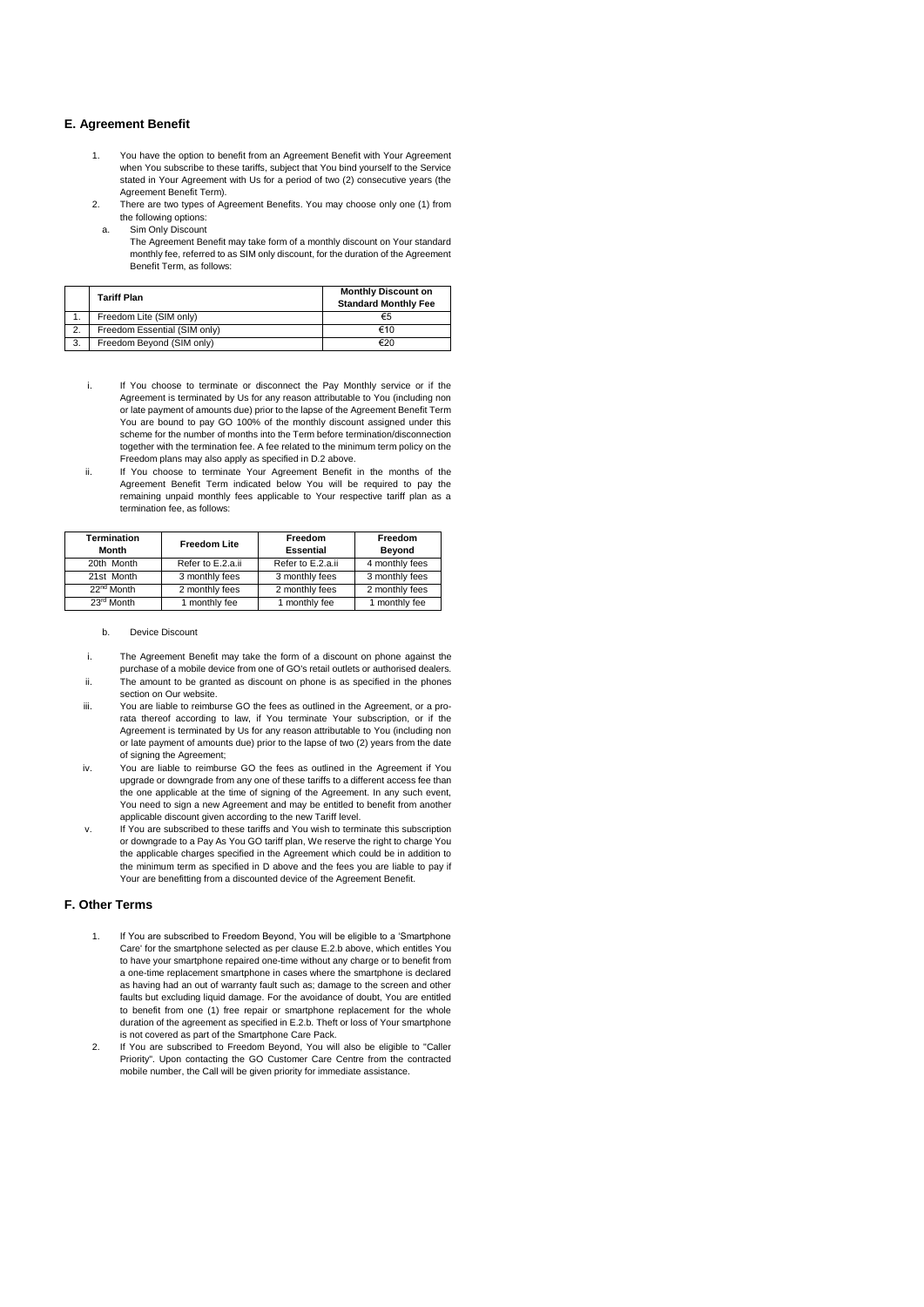## E. Agreement Benefit

1. You have the option to benefit from an Agreement Benefit with Your Agreement when You subscribe to these tariffs, subject that You bind yourself to the Service stated in Your Agreement with Us for a period of two (2) consecutive years (the Agreement Benefit Term).
2. There are two types of Agreement Benefits. You may choose only one (1) from the following options:

   a. Sim Only Discount

   The Agreement Benefit may take form of a monthly discount on Your standard monthly fee, referred to as SIM only discount, for the duration of the Agreement Benefit Term, as follows:

| | Tariff Plan | Monthly Discount on Standard Monthly Fee |
|---|---|---|
| 1. | Freedom Lite (SIM only) | €5 |
| 2. | Freedom Essential (SIM only) | €10 |
| 3. | Freedom Beyond (SIM only) | €20 |

i. If You choose to terminate or disconnect the Pay Monthly service or if the Agreement is terminated by Us for any reason attributable to You (including non or late payment of amounts due) prior to the lapse of the Agreement Benefit Term You are bound to pay GO 100% of the monthly discount assigned under this scheme for the number of months into the Term before termination/disconnection together with the termination fee. A fee related to the minimum term policy on the Freedom plans may also apply as specified in D.2 above.

ii. If You choose to terminate Your Agreement Benefit in the months of the Agreement Benefit Term indicated below You will be required to pay the remaining unpaid monthly fees applicable to Your respective tariff plan as a termination fee, as follows:

| Termination Month | Freedom Lite | Freedom Essential | Freedom Beyond |
|---|---|---|---|
| 20th Month | Refer to E.2.a.ii | Refer to E.2.a.ii | 4 monthly fees |
| 21st Month | 3 monthly fees | 3 monthly fees | 3 monthly fees |
| 22nd Month | 2 monthly fees | 2 monthly fees | 2 monthly fees |
| 23rd Month | 1 monthly fee | 1 monthly fee | 1 monthly fee |

   b. Device Discount

i. The Agreement Benefit may take the form of a discount on phone against the purchase of a mobile device from one of GO's retail outlets or authorised dealers.

ii. The amount to be granted as discount on phone is as specified in the phones section on Our website.

iii. You are liable to reimburse GO the fees as outlined in the Agreement, or a pro-rata thereof according to law, if You terminate Your subscription, or if the Agreement is terminated by Us for any reason attributable to You (including non or late payment of amounts due) prior to the lapse of two (2) years from the date of signing the Agreement;

iv. You are liable to reimburse GO the fees as outlined in the Agreement if You upgrade or downgrade from any one of these tariffs to a different access fee than the one applicable at the time of signing of the Agreement. In any such event, You need to sign a new Agreement and may be entitled to benefit from another applicable discount given according to the new Tariff level.

v. If You are subscribed to these tariffs and You wish to terminate this subscription or downgrade to a Pay As You GO tariff plan, We reserve the right to charge You the applicable charges specified in the Agreement which could be in addition to the minimum term as specified in D above and the fees you are liable to pay if Your are benefitting from a discounted device of the Agreement Benefit.

## F. Other Terms

1. If You are subscribed to Freedom Beyond, You will be eligible to a 'Smartphone Care' for the smartphone selected as per clause E.2.b above, which entitles You to have your smartphone repaired one-time without any charge or to benefit from a one-time replacement smartphone in cases where the smartphone is declared as having had an out of warranty fault such as; damage to the screen and other faults but excluding liquid damage. For the avoidance of doubt, You are entitled to benefit from one (1) free repair or smartphone replacement for the whole duration of the agreement as specified in E.2.b. Theft or loss of Your smartphone is not covered as part of the Smartphone Care Pack.
2. If You are subscribed to Freedom Beyond, You will also be eligible to "Caller Priority". Upon contacting the GO Customer Care Centre from the contracted mobile number, the Call will be given priority for immediate assistance.